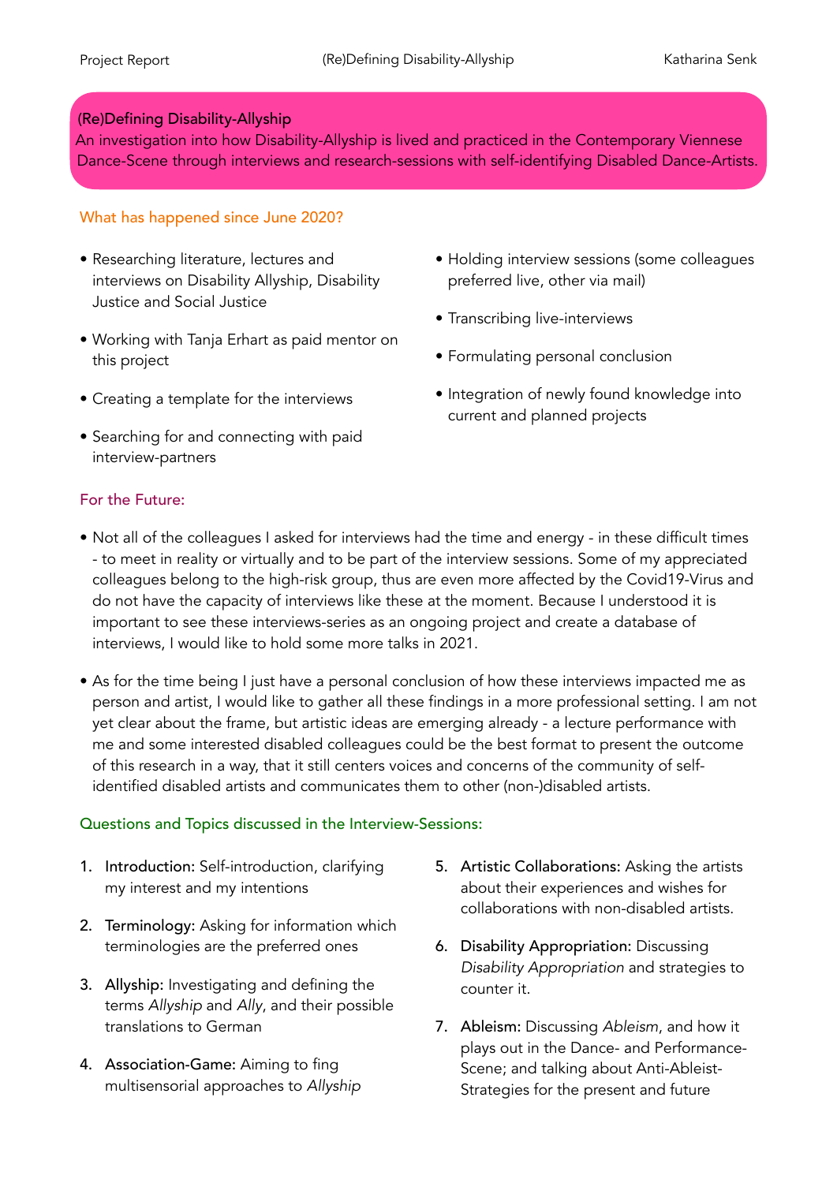# (Re)Defining Disability-Allyship

An investigation into how Disability-Allyship is lived and practiced in the Contemporary Viennese Dance-Scene through interviews and research-sessions with self-identifying Disabled Dance-Artists.

## What has happened since June 2020?

- Researching literature, lectures and interviews on Disability Allyship, Disability Justice and Social Justice
- Working with Tanja Erhart as paid mentor on this project
- Creating a template for the interviews
- Searching for and connecting with paid interview-partners
- Holding interview sessions (some colleagues preferred live, other via mail)
- Transcribing live-interviews
- Formulating personal conclusion
- Integration of newly found knowledge into current and planned projects

## For the Future:

- Not all of the colleagues I asked for interviews had the time and energy - in these difficult times - to meet in reality or virtually and to be part of the interview sessions. Some of my appreciated colleagues belong to the high-risk group, thus are even more affected by the Covid19-Virus and do not have the capacity of interviews like these at the moment. Because I understood it is important to see these interviews-series as an ongoing project and create a database of interviews, I would like to hold some more talks in 2021.
- As for the time being I just have a personal conclusion of how these interviews impacted me as person and artist, I would like to gather all these findings in a more professional setting. I am not yet clear about the frame, but artistic ideas are emerging already - a lecture performance with me and some interested disabled colleagues could be the best format to present the outcome of this research in a way, that it still centers voices and concerns of the community of self-identified disabled artists and communicates them to other (non-)disabled artists.

## Questions and Topics discussed in the Interview-Sessions:

1. **Introduction:** Self-introduction, clarifying my interest and my intentions
2. **Terminology:** Asking for information which terminologies are the preferred ones
3. **Allyship:** Investigating and defining the terms *Allyship* and *Ally*, and their possible translations to German
4. **Association-Game:** Aiming to fing multisensorial approaches to *Allyship*
5. **Artistic Collaborations:** Asking the artists about their experiences and wishes for collaborations with non-disabled artists.
6. **Disability Appropriation:** Discussing *Disability Appropriation* and strategies to counter it.
7. **Ableism:** Discussing *Ableism*, and how it plays out in the Dance- and Performance-Scene; and talking about Anti-Ableist-Strategies for the present and future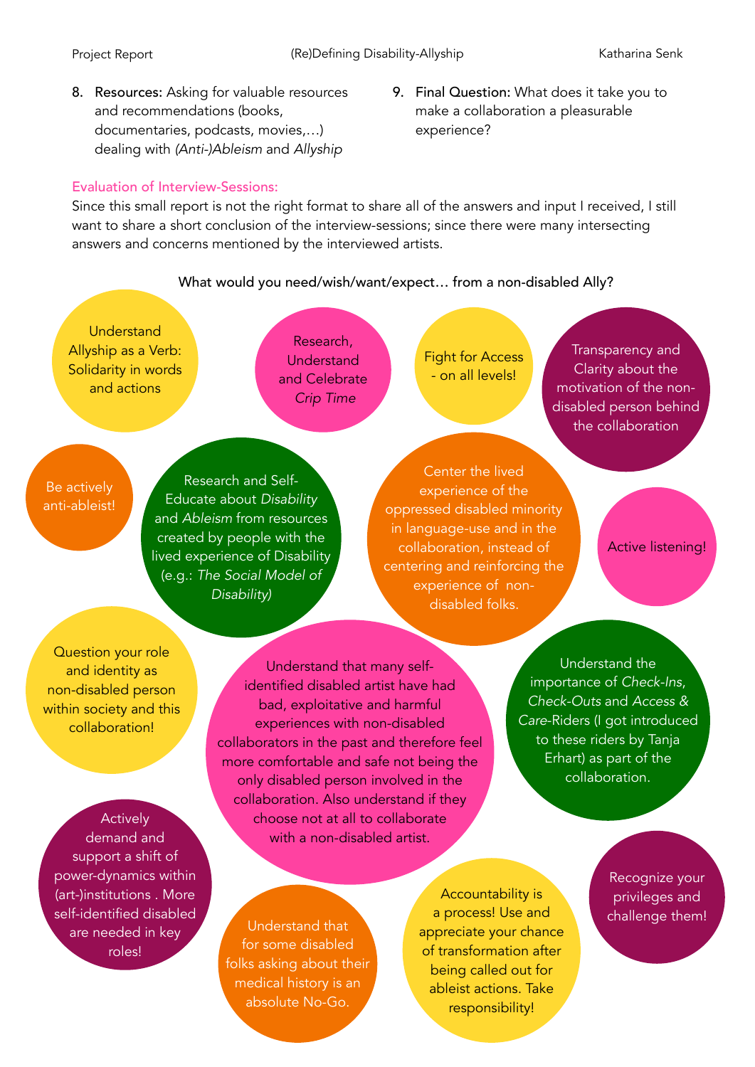8. **Resources:** Asking for valuable resources and recommendations (books, documentaries, podcasts, movies,…) dealing with *(Anti-)Ableism* and *Allyship*
9. **Final Question:** What does it take you to make a collaboration a pleasurable experience?

Evaluation of Interview-Sessions:

Since this small report is not the right format to share all of the answers and input I received, I still want to share a short conclusion of the interview-sessions; since there were many intersecting answers and concerns mentioned by the interviewed artists.

What would you need/wish/want/expect… from a non-disabled Ally?

- Understand Allyship as a Verb: Solidarity in words and actions
- Research, Understand and Celebrate *Crip Time*
- Fight for Access - on all levels!
- Transparency and Clarity about the motivation of the non-disabled person behind the collaboration
- Be actively anti-ableist!
- Research and Self-Educate about *Disability* and *Ableism* from resources created by people with the lived experience of Disability (e.g.: *The Social Model of Disability)*
- Center the lived experience of the oppressed disabled minority in language-use and in the collaboration, instead of centering and reinforcing the experience of non-disabled folks.
- Active listening!
- Question your role and identity as non-disabled person within society and this collaboration!
- Understand that many self-identified disabled artist have had bad, exploitative and harmful experiences with non-disabled collaborators in the past and therefore feel more comfortable and safe not being the only disabled person involved in the collaboration. Also understand if they choose not at all to collaborate with a non-disabled artist.
- Understand the importance of *Check-Ins*, *Check-Outs* and *Access & Care*-Riders (I got introduced to these riders by Tanja Erhart) as part of the collaboration.
- Actively demand and support a shift of power-dynamics within (art-)institutions . More self-identified disabled are needed in key roles!
- Understand that for some disabled folks asking about their medical history is an absolute No-Go.
- Accountability is a process! Use and appreciate your chance of transformation after being called out for ableist actions. Take responsibility!
- Recognize your privileges and challenge them!